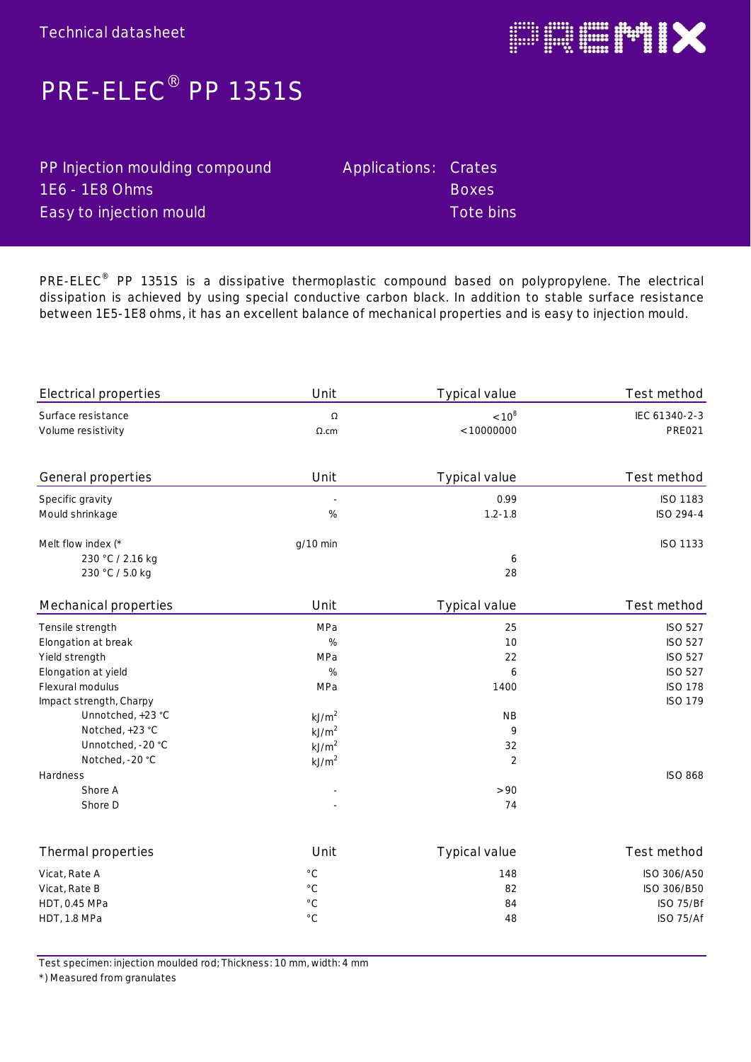Technical datasheet

PREMIX

# PRE-ELEC® PP 1351S

| | | |
|---|---|---|
| PP Injection moulding compound | Applications: | Crates |
| 1E6 - 1E8 Ohms | | Boxes |
| Easy to injection mould | | Tote bins |

PRE-ELEC® PP 1351S is a dissipative thermoplastic compound based on polypropylene. The electrical dissipation is achieved by using special conductive carbon black. In addition to stable surface resistance between 1E5-1E8 ohms, it has an excellent balance of mechanical properties and is easy to injection mould.

| Electrical properties | Unit | Typical value | Test method |
|---|---|---|---|
| Surface resistance | Ω | $<10^8$ | IEC 61340-2-3 |
| Volume resistivity | Ω.cm | <10000000 | PRE021 |

| General properties | Unit | Typical value | Test method |
|---|---|---|---|
| Specific gravity | - | 0.99 | ISO 1183 |
| Mould shrinkage | % | 1.2-1.8 | ISO 294-4 |
| Melt flow index (* | g/10 min | | ISO 1133 |
| 230 °C / 2.16 kg | | 6 | |
| 230 °C / 5.0 kg | | 28 | |

| Mechanical properties | Unit | Typical value | Test method |
|---|---|---|---|
| Tensile strength | MPa | 25 | ISO 527 |
| Elongation at break | % | 10 | ISO 527 |
| Yield strength | MPa | 22 | ISO 527 |
| Elongation at yield | % | 6 | ISO 527 |
| Flexural modulus | MPa | 1400 | ISO 178 |
| Impact strength, Charpy | | | ISO 179 |
| Unnotched, +23 °C | $kJ/m^2$ | NB | |
| Notched, +23 °C | $kJ/m^2$ | 9 | |
| Unnotched, -20 °C | $kJ/m^2$ | 32 | |
| Notched, -20 °C | $kJ/m^2$ | 2 | |
| Hardness | | | ISO 868 |
| Shore A | - | >90 | |
| Shore D | - | 74 | |

| Thermal properties | Unit | Typical value | Test method |
|---|---|---|---|
| Vicat, Rate A | °C | 148 | ISO 306/A50 |
| Vicat, Rate B | °C | 82 | ISO 306/B50 |
| HDT, 0.45 MPa | °C | 84 | ISO 75/Bf |
| HDT, 1.8 MPa | °C | 48 | ISO 75/Af |

Test specimen: injection moulded rod; Thickness: 10 mm, width: 4 mm

*) Measured from granulates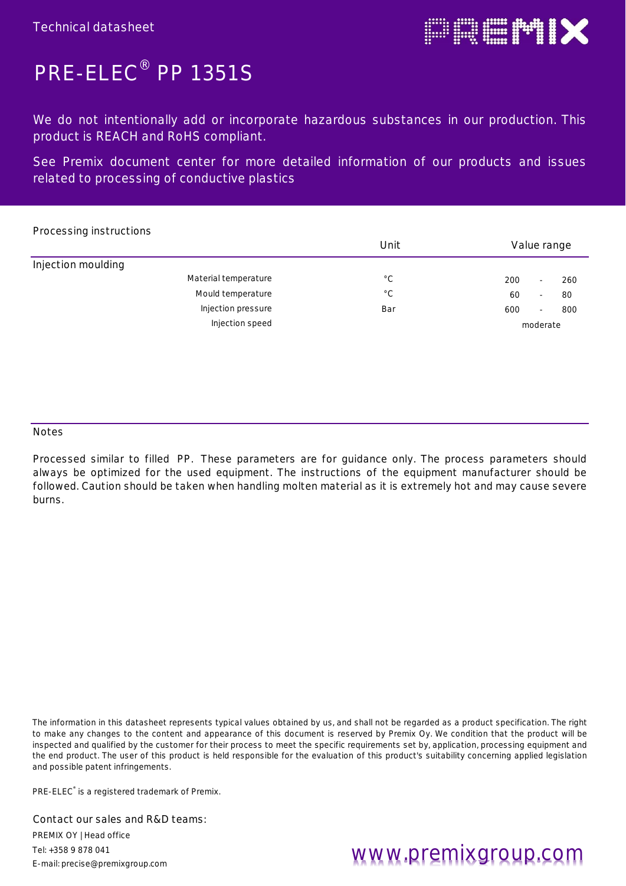Technical datasheet

# PRE-ELEC® PP 1351S

We do not intentionally add or incorporate hazardous substances in our production. This product is REACH and RoHS compliant.

See Premix document center for more detailed information of our products and issues related to processing of conductive plastics

## Processing instructions

| | | Unit | Value range |
|---|---|---|---|
| Injection moulding | | | |
| | Material temperature | °C | 200 - 260 |
| | Mould temperature | °C | 60 - 80 |
| | Injection pressure | Bar | 600 - 800 |
| | Injection speed | | moderate |

## Notes

Processed similar to filled PP. These parameters are for guidance only. The process parameters should always be optimized for the used equipment. The instructions of the equipment manufacturer should be followed. Caution should be taken when handling molten material as it is extremely hot and may cause severe burns.

The information in this datasheet represents typical values obtained by us, and shall not be regarded as a product specification. The right to make any changes to the content and appearance of this document is reserved by Premix Oy. We condition that the product will be inspected and qualified by the customer for their process to meet the specific requirements set by, application, processing equipment and the end product. The user of this product is held responsible for the evaluation of this product's suitability concerning applied legislation and possible patent infringements.

PRE-ELEC® is a registered trademark of Premix.

Contact our sales and R&D teams:

PREMIX OY | Head office
Tel: +358 9 878 041
E-mail: precise@premixgroup.com

www.premixgroup.com